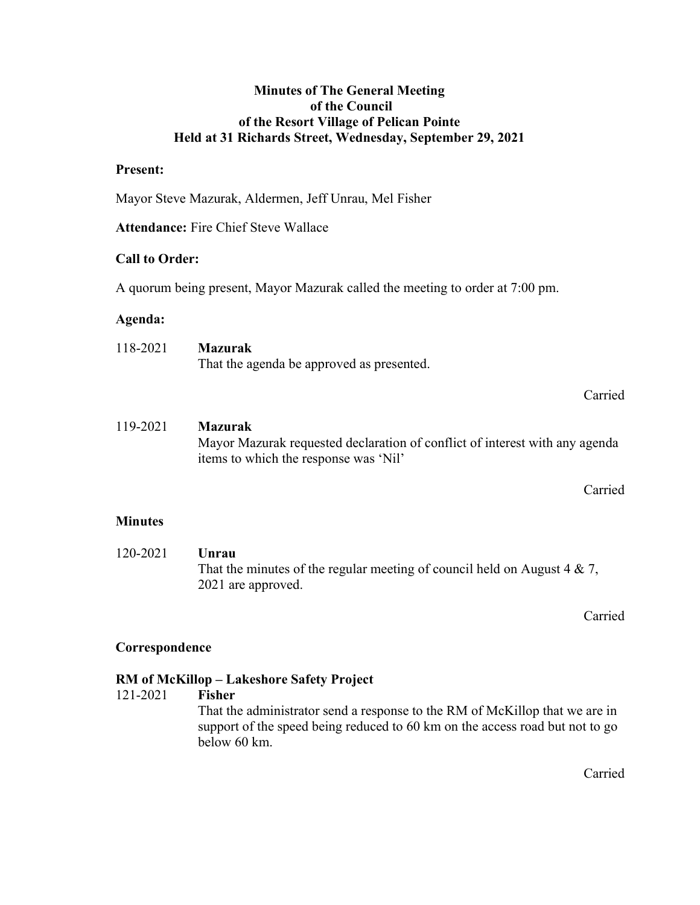**Minutes of The General Meeting of the Council of the Resort Village of Pelican Pointe Held at 31 Richards Street, Wednesday, September 29, 2021**

**Present:**

Mayor Steve Mazurak, Aldermen, Jeff Unrau, Mel Fisher

**Attendance:** Fire Chief Steve Wallace

**Call to Order:**

A quorum being present, Mayor Mazurak called the meeting to order at 7:00 pm.

**Agenda:**

118-2021 **Mazurak**
That the agenda be approved as presented.

Carried

119-2021 **Mazurak**
Mayor Mazurak requested declaration of conflict of interest with any agenda items to which the response was 'Nil'

Carried

**Minutes**

120-2021 **Unrau**
That the minutes of the regular meeting of council held on August 4 & 7, 2021 are approved.

Carried

**Correspondence**

**RM of McKillop – Lakeshore Safety Project**

121-2021 **Fisher**
That the administrator send a response to the RM of McKillop that we are in support of the speed being reduced to 60 km on the access road but not to go below 60 km.

Carried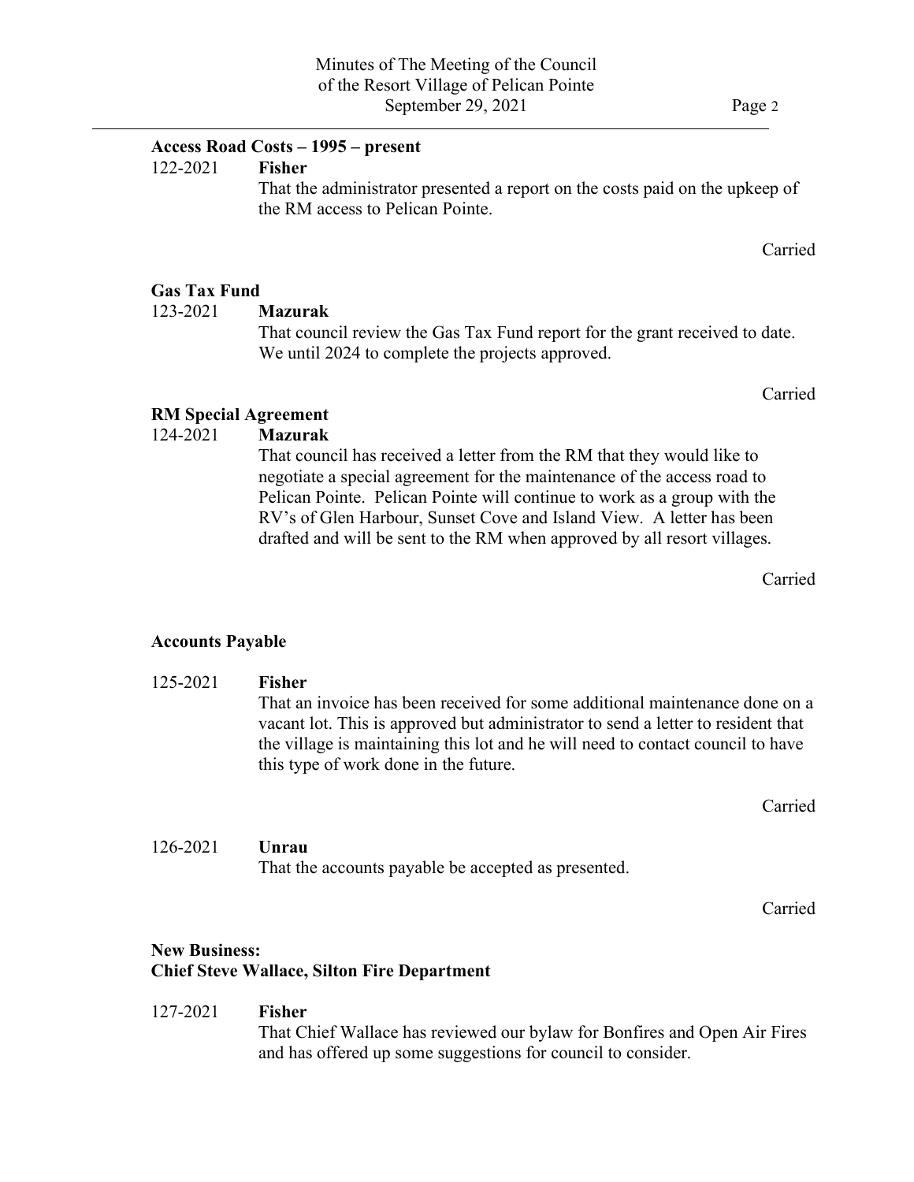**Access Road Costs – 1995 – present**

122-2021 **Fisher**
That the administrator presented a report on the costs paid on the upkeep of the RM access to Pelican Pointe.

Carried

**Gas Tax Fund**

123-2021 **Mazurak**
That council review the Gas Tax Fund report for the grant received to date. We until 2024 to complete the projects approved.

Carried

**RM Special Agreement**

124-2021 **Mazurak**
That council has received a letter from the RM that they would like to negotiate a special agreement for the maintenance of the access road to Pelican Pointe. Pelican Pointe will continue to work as a group with the RV's of Glen Harbour, Sunset Cove and Island View. A letter has been drafted and will be sent to the RM when approved by all resort villages.

Carried

**Accounts Payable**

125-2021 **Fisher**
That an invoice has been received for some additional maintenance done on a vacant lot. This is approved but administrator to send a letter to resident that the village is maintaining this lot and he will need to contact council to have this type of work done in the future.

Carried

126-2021 **Unrau**
That the accounts payable be accepted as presented.

Carried

**New Business:**
**Chief Steve Wallace, Silton Fire Department**

127-2021 **Fisher**
That Chief Wallace has reviewed our bylaw for Bonfires and Open Air Fires and has offered up some suggestions for council to consider.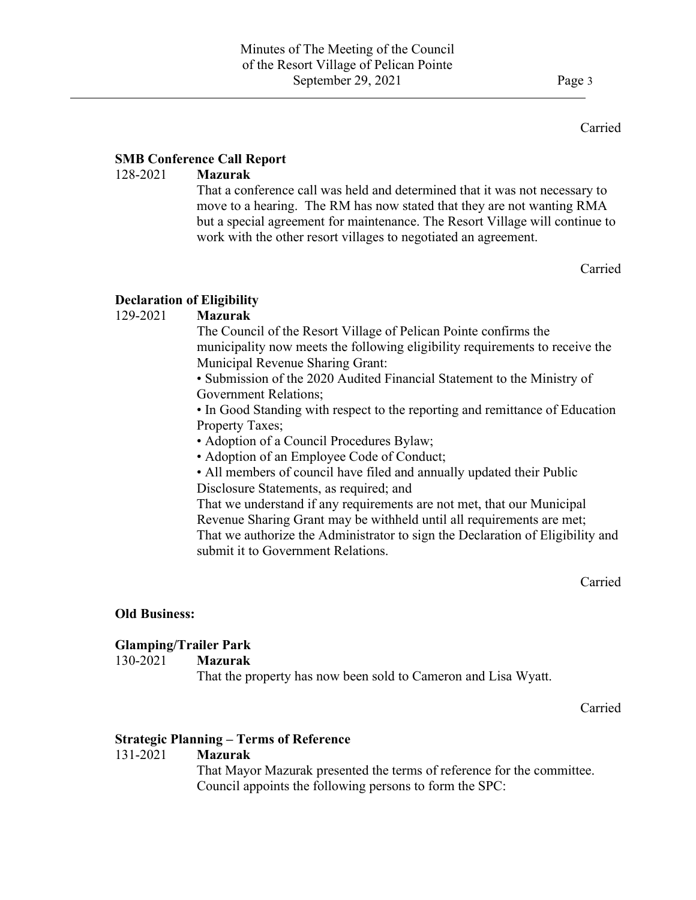Carried

**SMB Conference Call Report**

128-2021 **Mazurak**

That a conference call was held and determined that it was not necessary to move to a hearing. The RM has now stated that they are not wanting RMA but a special agreement for maintenance. The Resort Village will continue to work with the other resort villages to negotiated an agreement.

Carried

**Declaration of Eligibility**

129-2021 **Mazurak**

The Council of the Resort Village of Pelican Pointe confirms the municipality now meets the following eligibility requirements to receive the Municipal Revenue Sharing Grant:

• Submission of the 2020 Audited Financial Statement to the Ministry of Government Relations;

• In Good Standing with respect to the reporting and remittance of Education Property Taxes;

• Adoption of a Council Procedures Bylaw;

• Adoption of an Employee Code of Conduct;

• All members of council have filed and annually updated their Public Disclosure Statements, as required; and

That we understand if any requirements are not met, that our Municipal Revenue Sharing Grant may be withheld until all requirements are met;
That we authorize the Administrator to sign the Declaration of Eligibility and submit it to Government Relations.

Carried

**Old Business:**

**Glamping/Trailer Park**

130-2021 **Mazurak**

That the property has now been sold to Cameron and Lisa Wyatt.

Carried

**Strategic Planning – Terms of Reference**

131-2021 **Mazurak**

That Mayor Mazurak presented the terms of reference for the committee.
Council appoints the following persons to form the SPC: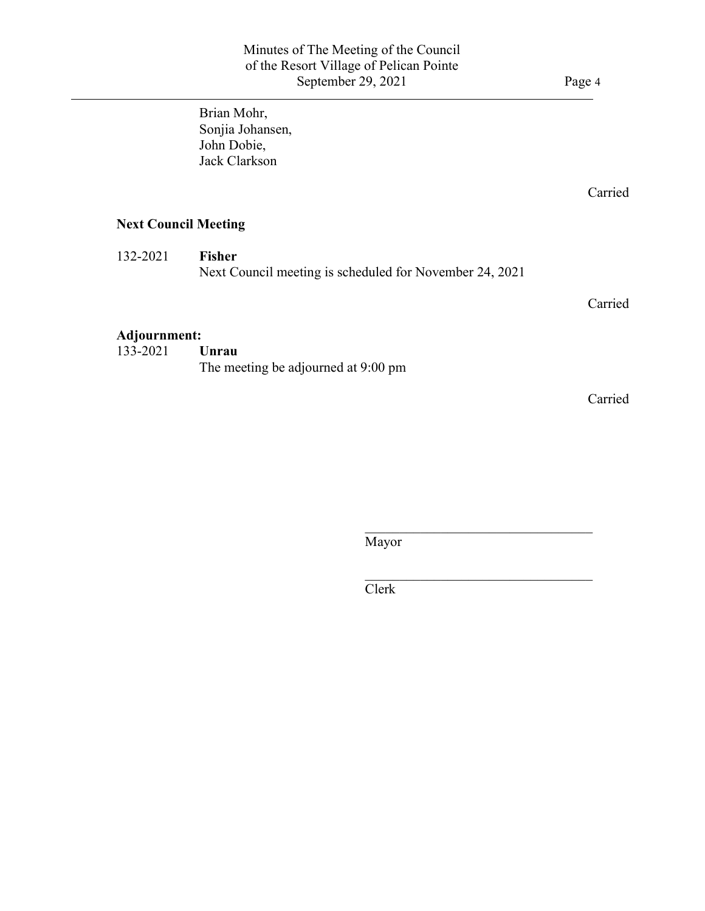Brian Mohr,
Sonjia Johansen,
John Dobie,
Jack Clarkson

Carried

**Next Council Meeting**

132-2021 **Fisher**
Next Council meeting is scheduled for November 24, 2021

Carried

**Adjournment:**

133-2021 **Unrau**
The meeting be adjourned at 9:00 pm

Carried

\_\_\_\_\_\_\_\_\_\_\_\_\_\_\_\_\_\_\_\_\_\_\_\_\_\_\_\_\_\_\_\_\_\_
Mayor

\_\_\_\_\_\_\_\_\_\_\_\_\_\_\_\_\_\_\_\_\_\_\_\_\_\_\_\_\_\_\_\_\_\_
Clerk